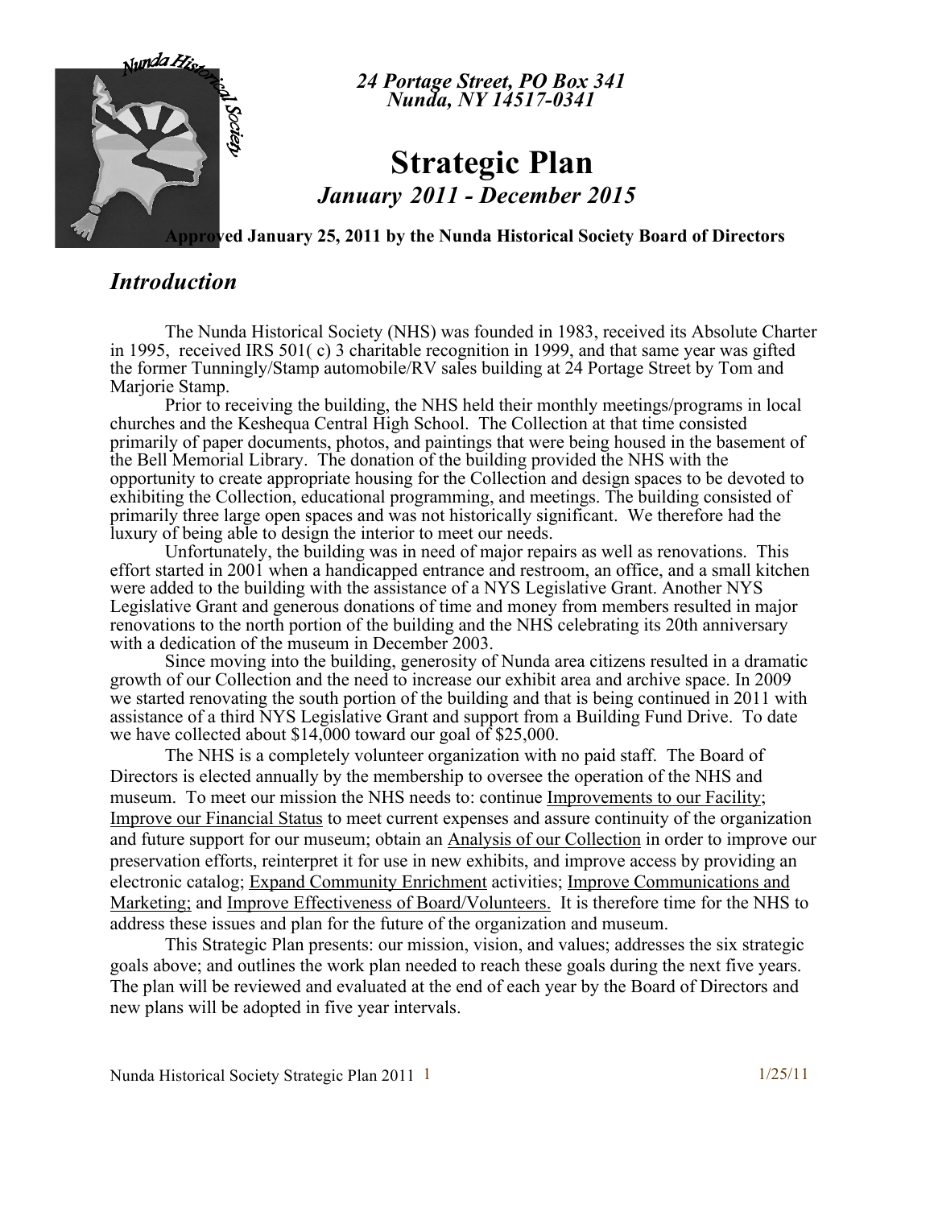24 Portage Street, PO Box 341
Nunda, NY 14517-0341

# Strategic Plan

*January 2011 - December 2015*

**Approved January 25, 2011 by the Nunda Historical Society Board of Directors**

## *Introduction*

The Nunda Historical Society (NHS) was founded in 1983, received its Absolute Charter in 1995, received IRS 501( c) 3 charitable recognition in 1999, and that same year was gifted the former Tunningly/Stamp automobile/RV sales building at 24 Portage Street by Tom and Marjorie Stamp.

Prior to receiving the building, the NHS held their monthly meetings/programs in local churches and the Keshequa Central High School. The Collection at that time consisted primarily of paper documents, photos, and paintings that were being housed in the basement of the Bell Memorial Library. The donation of the building provided the NHS with the opportunity to create appropriate housing for the Collection and design spaces to be devoted to exhibiting the Collection, educational programming, and meetings. The building consisted of primarily three large open spaces and was not historically significant. We therefore had the luxury of being able to design the interior to meet our needs.

Unfortunately, the building was in need of major repairs as well as renovations. This effort started in 2001 when a handicapped entrance and restroom, an office, and a small kitchen were added to the building with the assistance of a NYS Legislative Grant. Another NYS Legislative Grant and generous donations of time and money from members resulted in major renovations to the north portion of the building and the NHS celebrating its 20th anniversary with a dedication of the museum in December 2003.

Since moving into the building, generosity of Nunda area citizens resulted in a dramatic growth of our Collection and the need to increase our exhibit area and archive space. In 2009 we started renovating the south portion of the building and that is being continued in 2011 with assistance of a third NYS Legislative Grant and support from a Building Fund Drive. To date we have collected about $14,000 toward our goal of $25,000.

The NHS is a completely volunteer organization with no paid staff. The Board of Directors is elected annually by the membership to oversee the operation of the NHS and museum. To meet our mission the NHS needs to: continue Improvements to our Facility; Improve our Financial Status to meet current expenses and assure continuity of the organization and future support for our museum; obtain an Analysis of our Collection in order to improve our preservation efforts, reinterpret it for use in new exhibits, and improve access by providing an electronic catalog; Expand Community Enrichment activities; Improve Communications and Marketing; and Improve Effectiveness of Board/Volunteers. It is therefore time for the NHS to address these issues and plan for the future of the organization and museum.

This Strategic Plan presents: our mission, vision, and values; addresses the six strategic goals above; and outlines the work plan needed to reach these goals during the next five years. The plan will be reviewed and evaluated at the end of each year by the Board of Directors and new plans will be adopted in five year intervals.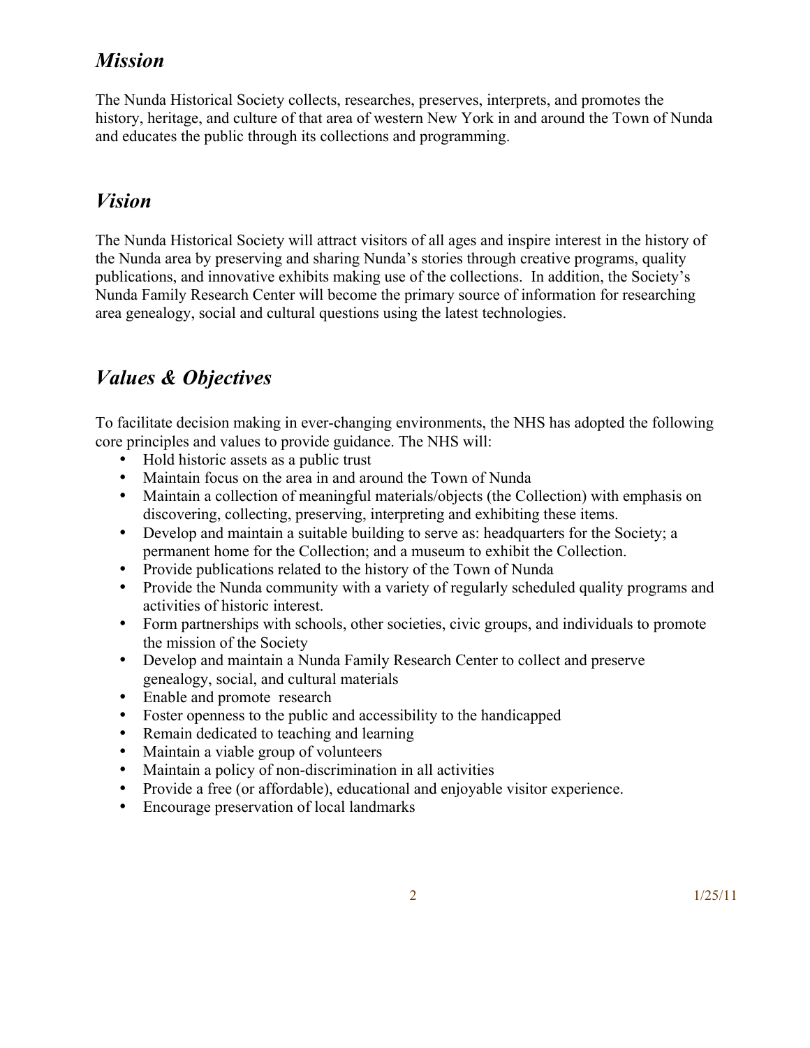## *Mission*

The Nunda Historical Society collects, researches, preserves, interprets, and promotes the history, heritage, and culture of that area of western New York in and around the Town of Nunda and educates the public through its collections and programming.

## *Vision*

The Nunda Historical Society will attract visitors of all ages and inspire interest in the history of the Nunda area by preserving and sharing Nunda's stories through creative programs, quality publications, and innovative exhibits making use of the collections. In addition, the Society's Nunda Family Research Center will become the primary source of information for researching area genealogy, social and cultural questions using the latest technologies.

## *Values & Objectives*

To facilitate decision making in ever-changing environments, the NHS has adopted the following core principles and values to provide guidance. The NHS will:

- Hold historic assets as a public trust
- Maintain focus on the area in and around the Town of Nunda
- Maintain a collection of meaningful materials/objects (the Collection) with emphasis on discovering, collecting, preserving, interpreting and exhibiting these items.
- Develop and maintain a suitable building to serve as: headquarters for the Society; a permanent home for the Collection; and a museum to exhibit the Collection.
- Provide publications related to the history of the Town of Nunda
- Provide the Nunda community with a variety of regularly scheduled quality programs and activities of historic interest.
- Form partnerships with schools, other societies, civic groups, and individuals to promote the mission of the Society
- Develop and maintain a Nunda Family Research Center to collect and preserve genealogy, social, and cultural materials
- Enable and promote research
- Foster openness to the public and accessibility to the handicapped
- Remain dedicated to teaching and learning
- Maintain a viable group of volunteers
- Maintain a policy of non-discrimination in all activities
- Provide a free (or affordable), educational and enjoyable visitor experience.
- Encourage preservation of local landmarks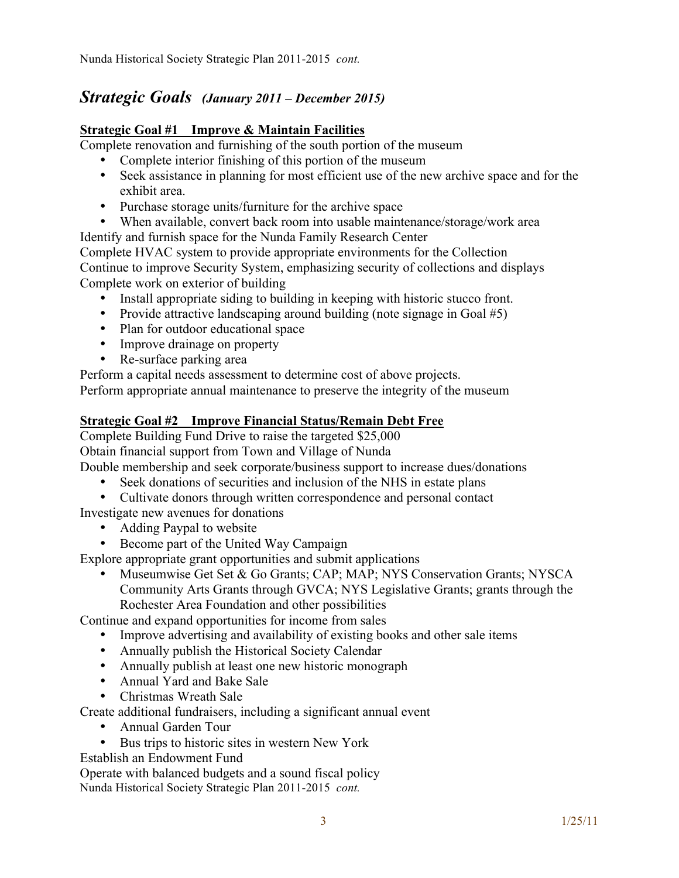## *Strategic Goals* *(January 2011 – December 2015)*

### Strategic Goal #1 Improve & Maintain Facilities

Complete renovation and furnishing of the south portion of the museum

- Complete interior finishing of this portion of the museum
- Seek assistance in planning for most efficient use of the new archive space and for the exhibit area.
- Purchase storage units/furniture for the archive space
- When available, convert back room into usable maintenance/storage/work area

Identify and furnish space for the Nunda Family Research Center

Complete HVAC system to provide appropriate environments for the Collection

Continue to improve Security System, emphasizing security of collections and displays

Complete work on exterior of building

- Install appropriate siding to building in keeping with historic stucco front.
- Provide attractive landscaping around building (note signage in Goal #5)
- Plan for outdoor educational space
- Improve drainage on property
- Re-surface parking area

Perform a capital needs assessment to determine cost of above projects.

Perform appropriate annual maintenance to preserve the integrity of the museum

### Strategic Goal #2 Improve Financial Status/Remain Debt Free

Complete Building Fund Drive to raise the targeted $25,000

Obtain financial support from Town and Village of Nunda

Double membership and seek corporate/business support to increase dues/donations

- Seek donations of securities and inclusion of the NHS in estate plans
- Cultivate donors through written correspondence and personal contact

Investigate new avenues for donations

- Adding Paypal to website
- Become part of the United Way Campaign

Explore appropriate grant opportunities and submit applications

- Museumwise Get Set & Go Grants; CAP; MAP; NYS Conservation Grants; NYSCA Community Arts Grants through GVCA; NYS Legislative Grants; grants through the Rochester Area Foundation and other possibilities

Continue and expand opportunities for income from sales

- Improve advertising and availability of existing books and other sale items
- Annually publish the Historical Society Calendar
- Annually publish at least one new historic monograph
- Annual Yard and Bake Sale
- Christmas Wreath Sale

Create additional fundraisers, including a significant annual event

- Annual Garden Tour
- Bus trips to historic sites in western New York

Establish an Endowment Fund

Operate with balanced budgets and a sound fiscal policy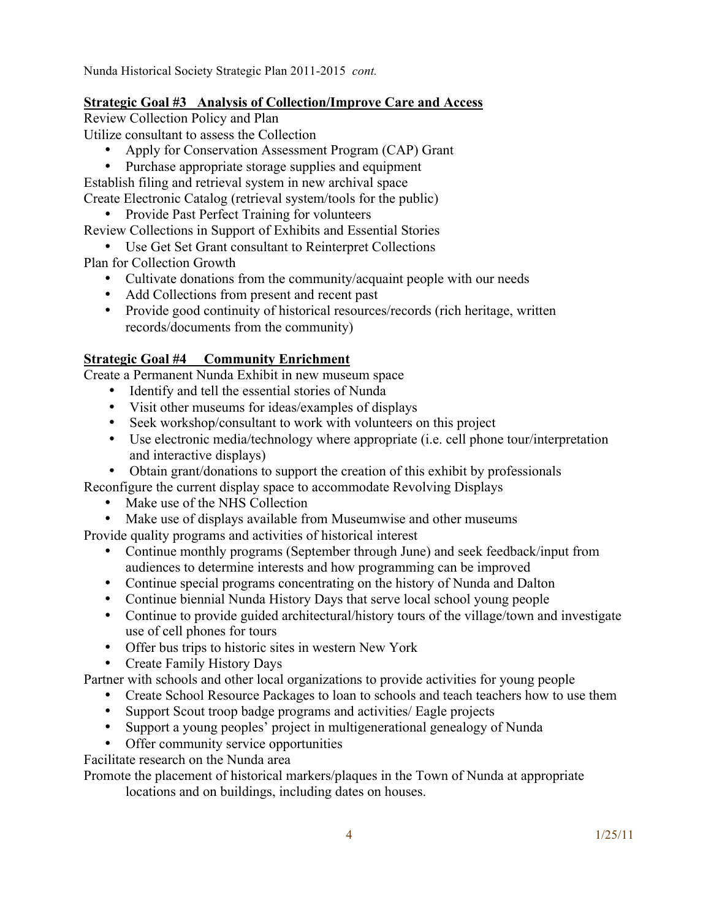Nunda Historical Society Strategic Plan 2011-2015 *cont.*

**Strategic Goal #3 Analysis of Collection/Improve Care and Access**

Review Collection Policy and Plan

Utilize consultant to assess the Collection

- Apply for Conservation Assessment Program (CAP) Grant
- Purchase appropriate storage supplies and equipment

Establish filing and retrieval system in new archival space

Create Electronic Catalog (retrieval system/tools for the public)

- Provide Past Perfect Training for volunteers

Review Collections in Support of Exhibits and Essential Stories

- Use Get Set Grant consultant to Reinterpret Collections

Plan for Collection Growth

- Cultivate donations from the community/acquaint people with our needs
- Add Collections from present and recent past
- Provide good continuity of historical resources/records (rich heritage, written records/documents from the community)

**Strategic Goal #4 Community Enrichment**

Create a Permanent Nunda Exhibit in new museum space

- Identify and tell the essential stories of Nunda
- Visit other museums for ideas/examples of displays
- Seek workshop/consultant to work with volunteers on this project
- Use electronic media/technology where appropriate (i.e. cell phone tour/interpretation and interactive displays)
- Obtain grant/donations to support the creation of this exhibit by professionals

Reconfigure the current display space to accommodate Revolving Displays

- Make use of the NHS Collection
- Make use of displays available from Museumwise and other museums

Provide quality programs and activities of historical interest

- Continue monthly programs (September through June) and seek feedback/input from audiences to determine interests and how programming can be improved
- Continue special programs concentrating on the history of Nunda and Dalton
- Continue biennial Nunda History Days that serve local school young people
- Continue to provide guided architectural/history tours of the village/town and investigate use of cell phones for tours
- Offer bus trips to historic sites in western New York
- Create Family History Days

Partner with schools and other local organizations to provide activities for young people

- Create School Resource Packages to loan to schools and teach teachers how to use them
- Support Scout troop badge programs and activities/ Eagle projects
- Support a young peoples' project in multigenerational genealogy of Nunda
- Offer community service opportunities

Facilitate research on the Nunda area

Promote the placement of historical markers/plaques in the Town of Nunda at appropriate locations and on buildings, including dates on houses.

1/25/11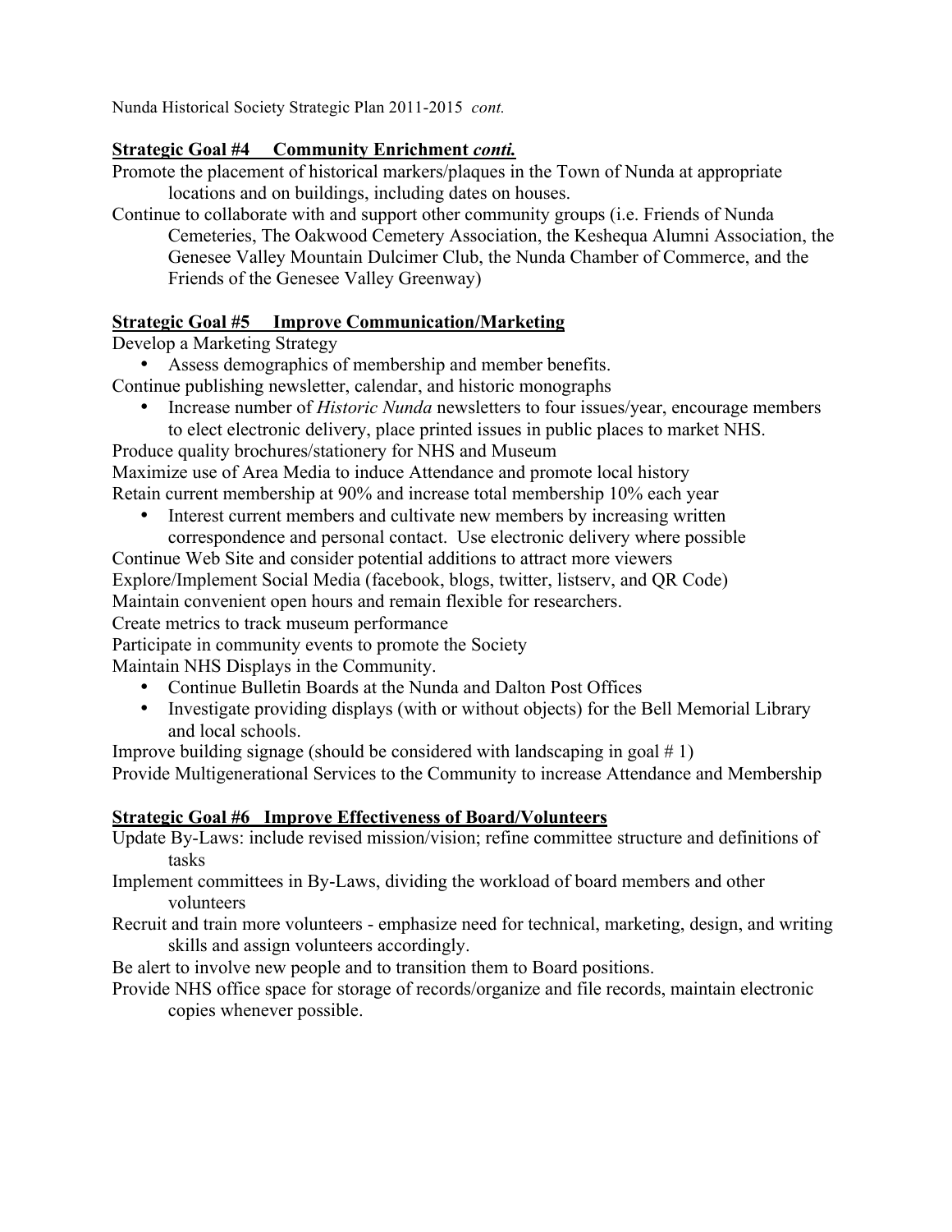Nunda Historical Society Strategic Plan 2011-2015 *cont.*

## Strategic Goal #4 Community Enrichment *conti.*

Promote the placement of historical markers/plaques in the Town of Nunda at appropriate locations and on buildings, including dates on houses.

Continue to collaborate with and support other community groups (i.e. Friends of Nunda Cemeteries, The Oakwood Cemetery Association, the Keshequa Alumni Association, the Genesee Valley Mountain Dulcimer Club, the Nunda Chamber of Commerce, and the Friends of the Genesee Valley Greenway)

## Strategic Goal #5 Improve Communication/Marketing

Develop a Marketing Strategy

- Assess demographics of membership and member benefits.

Continue publishing newsletter, calendar, and historic monographs

- Increase number of *Historic Nunda* newsletters to four issues/year, encourage members to elect electronic delivery, place printed issues in public places to market NHS.

Produce quality brochures/stationery for NHS and Museum

Maximize use of Area Media to induce Attendance and promote local history

Retain current membership at 90% and increase total membership 10% each year

- Interest current members and cultivate new members by increasing written correspondence and personal contact. Use electronic delivery where possible

Continue Web Site and consider potential additions to attract more viewers

Explore/Implement Social Media (facebook, blogs, twitter, listserv, and QR Code)

Maintain convenient open hours and remain flexible for researchers.

Create metrics to track museum performance

Participate in community events to promote the Society

Maintain NHS Displays in the Community.

- Continue Bulletin Boards at the Nunda and Dalton Post Offices
- Investigate providing displays (with or without objects) for the Bell Memorial Library and local schools.

Improve building signage (should be considered with landscaping in goal # 1)

Provide Multigenerational Services to the Community to increase Attendance and Membership

## Strategic Goal #6 Improve Effectiveness of Board/Volunteers

Update By-Laws: include revised mission/vision; refine committee structure and definitions of tasks

Implement committees in By-Laws, dividing the workload of board members and other volunteers

Recruit and train more volunteers - emphasize need for technical, marketing, design, and writing skills and assign volunteers accordingly.

Be alert to involve new people and to transition them to Board positions.

Provide NHS office space for storage of records/organize and file records, maintain electronic copies whenever possible.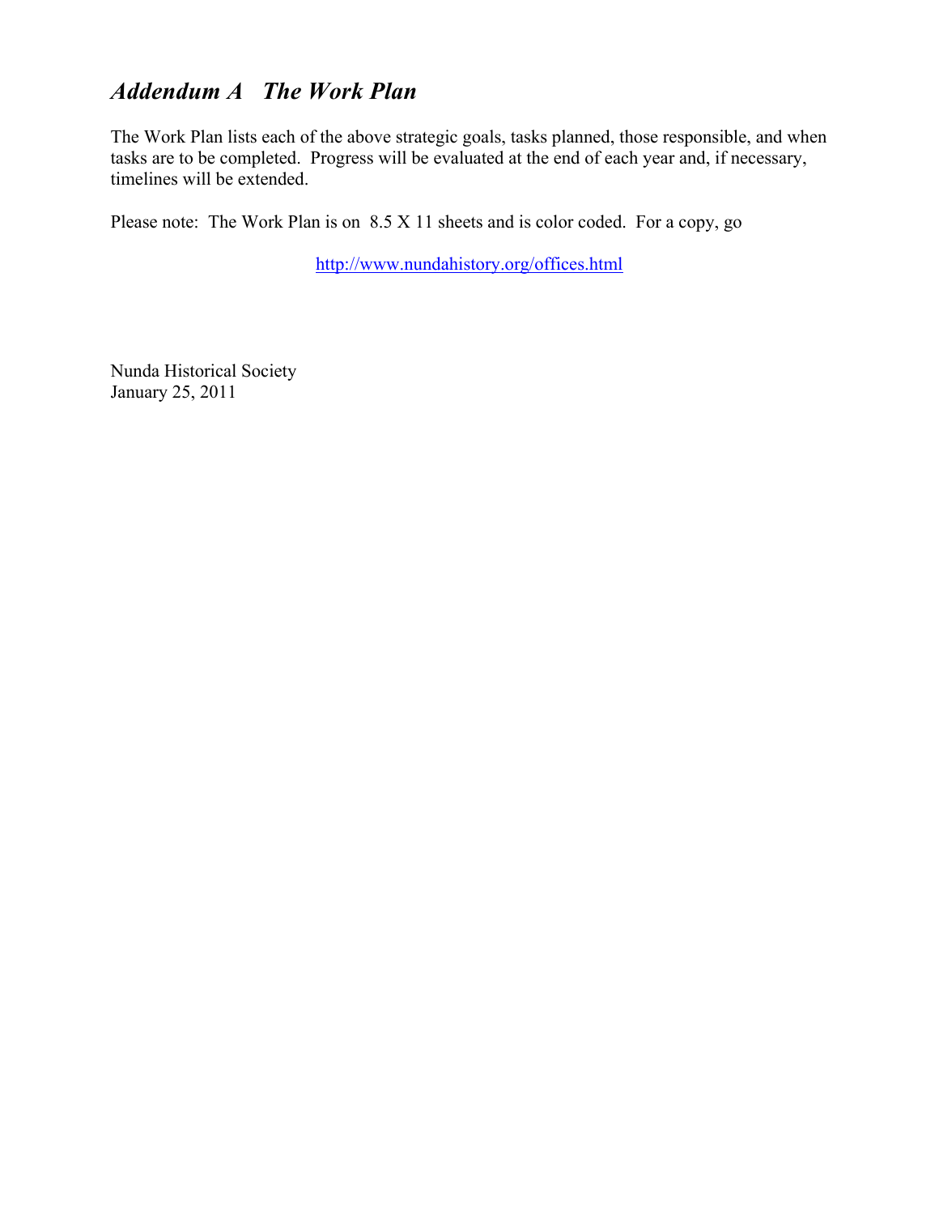## *Addendum A The Work Plan*

The Work Plan lists each of the above strategic goals, tasks planned, those responsible, and when tasks are to be completed. Progress will be evaluated at the end of each year and, if necessary, timelines will be extended.

Please note: The Work Plan is on 8.5 X 11 sheets and is color coded. For a copy, go

http://www.nundahistory.org/offices.html

Nunda Historical Society
January 25, 2011